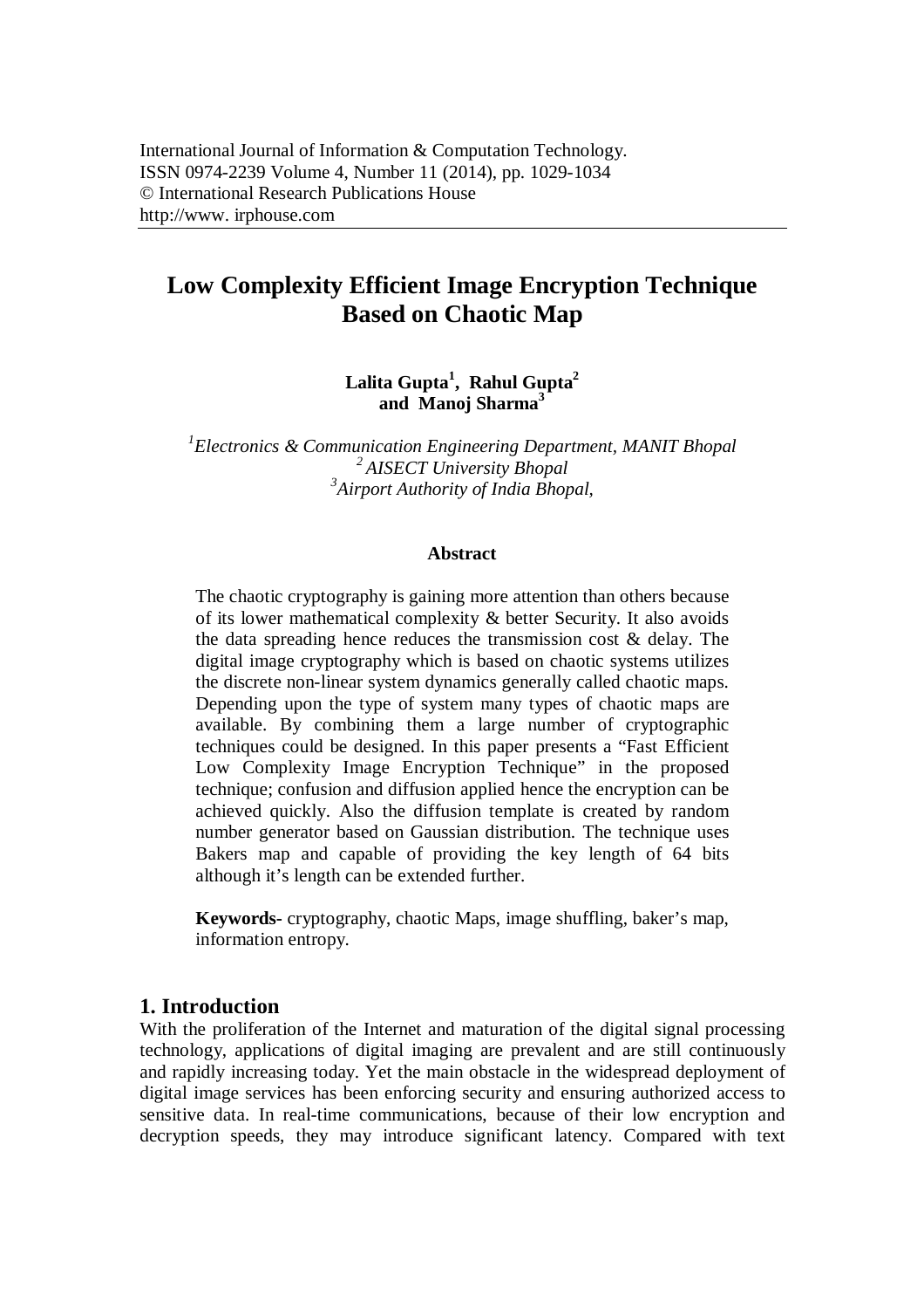# Low Complexity Efficient Image Encryption Technique Based on Chaotic Map

**Lalita Gupta[1], Rahul Gupta[2] and Manoj Sharma[3]**

*[1]Electronics & Communication Engineering Department, MANIT Bhopal*
*[2] AISECT University Bhopal*
*[3]Airport Authority of India Bhopal,*

### Abstract

The chaotic cryptography is gaining more attention than others because of its lower mathematical complexity & better Security. It also avoids the data spreading hence reduces the transmission cost & delay. The digital image cryptography which is based on chaotic systems utilizes the discrete non-linear system dynamics generally called chaotic maps. Depending upon the type of system many types of chaotic maps are available. By combining them a large number of cryptographic techniques could be designed. In this paper presents a "Fast Efficient Low Complexity Image Encryption Technique" in the proposed technique; confusion and diffusion applied hence the encryption can be achieved quickly. Also the diffusion template is created by random number generator based on Gaussian distribution. The technique uses Bakers map and capable of providing the key length of 64 bits although it's length can be extended further.

**Keywords-** cryptography, chaotic Maps, image shuffling, baker's map, information entropy.

## 1. Introduction

With the proliferation of the Internet and maturation of the digital signal processing technology, applications of digital imaging are prevalent and are still continuously and rapidly increasing today. Yet the main obstacle in the widespread deployment of digital image services has been enforcing security and ensuring authorized access to sensitive data. In real-time communications, because of their low encryption and decryption speeds, they may introduce significant latency. Compared with text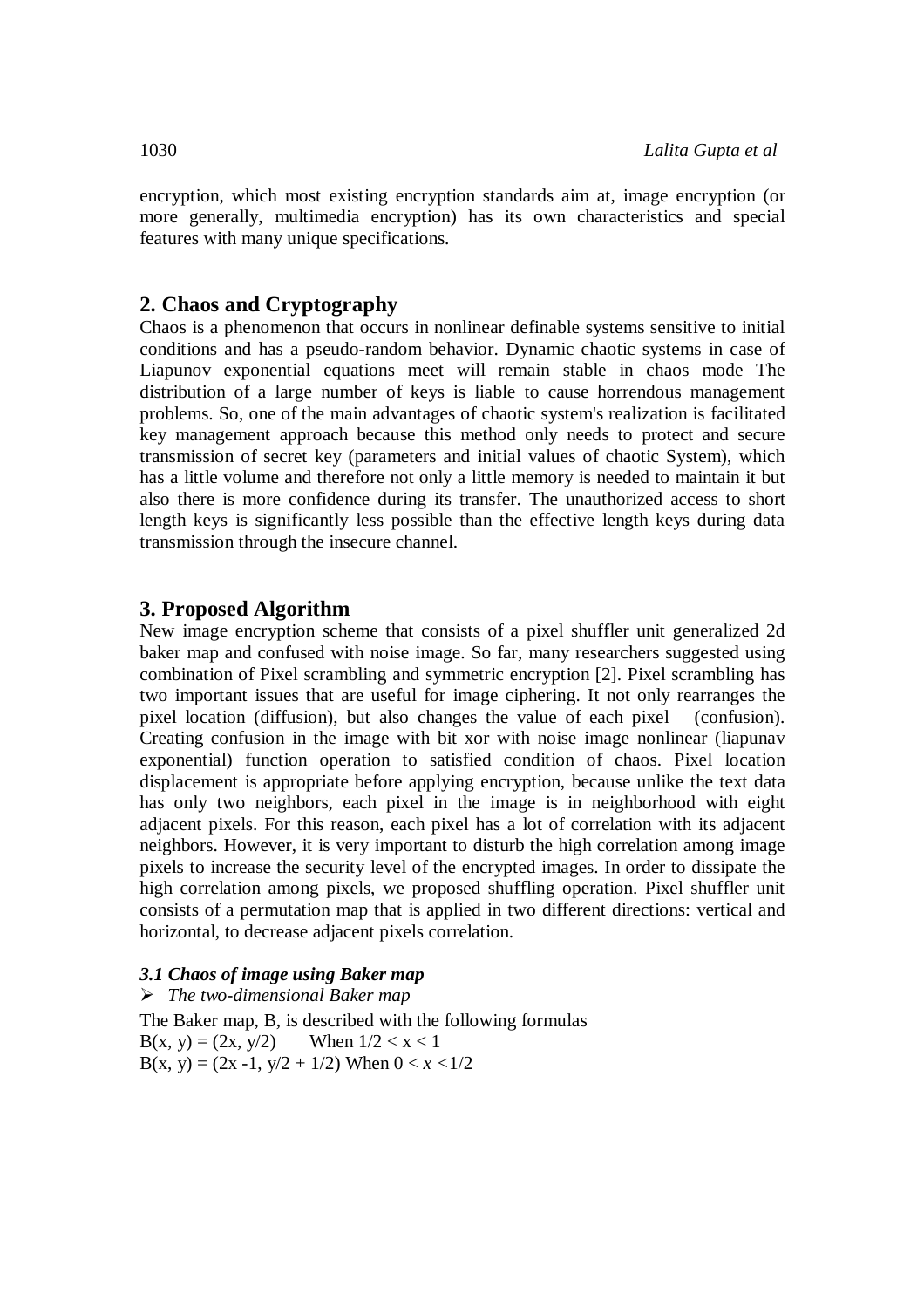encryption, which most existing encryption standards aim at, image encryption (or more generally, multimedia encryption) has its own characteristics and special features with many unique specifications.

## 2. Chaos and Cryptography

Chaos is a phenomenon that occurs in nonlinear definable systems sensitive to initial conditions and has a pseudo-random behavior. Dynamic chaotic systems in case of Liapunov exponential equations meet will remain stable in chaos mode The distribution of a large number of keys is liable to cause horrendous management problems. So, one of the main advantages of chaotic system's realization is facilitated key management approach because this method only needs to protect and secure transmission of secret key (parameters and initial values of chaotic System), which has a little volume and therefore not only a little memory is needed to maintain it but also there is more confidence during its transfer. The unauthorized access to short length keys is significantly less possible than the effective length keys during data transmission through the insecure channel.

## 3. Proposed Algorithm

New image encryption scheme that consists of a pixel shuffler unit generalized 2d baker map and confused with noise image. So far, many researchers suggested using combination of Pixel scrambling and symmetric encryption [2]. Pixel scrambling has two important issues that are useful for image ciphering. It not only rearranges the pixel location (diffusion), but also changes the value of each pixel (confusion). Creating confusion in the image with bit xor with noise image nonlinear (liapunav exponential) function operation to satisfied condition of chaos. Pixel location displacement is appropriate before applying encryption, because unlike the text data has only two neighbors, each pixel in the image is in neighborhood with eight adjacent pixels. For this reason, each pixel has a lot of correlation with its adjacent neighbors. However, it is very important to disturb the high correlation among image pixels to increase the security level of the encrypted images. In order to dissipate the high correlation among pixels, we proposed shuffling operation. Pixel shuffler unit consists of a permutation map that is applied in two different directions: vertical and horizontal, to decrease adjacent pixels correlation.

### *3.1 Chaos of image using Baker map*

- *The two-dimensional Baker map*

The Baker map, B, is described with the following formulas

$B(x, y) = (2x, y/2)$ When $1/2 < x < 1$

$B(x, y) = (2x - 1, y/2 + 1/2)$ When $0 < x < 1/2$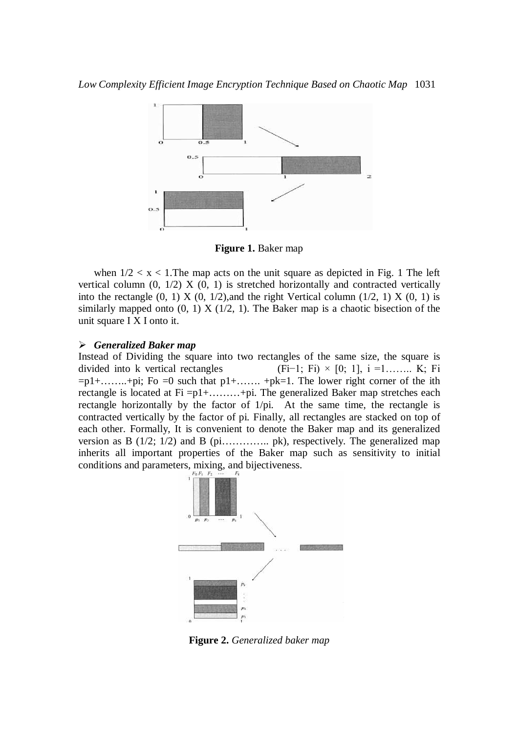**Figure 1.** Baker map

when $1/2 < x < 1$.The map acts on the unit square as depicted in Fig. 1 The left vertical column (0, 1/2) X (0, 1) is stretched horizontally and contracted vertically into the rectangle (0, 1) X (0, 1/2),and the right Vertical column (1/2, 1) X (0, 1) is similarly mapped onto (0, 1) X (1/2, 1). The Baker map is a chaotic bisection of the unit square I X I onto it.

### ➢ *Generalized Baker map*

Instead of Dividing the square into two rectangles of the same size, the square is divided into k vertical rectangles $(F_{i-1}; F_i) \times [0; 1]$, $i = 1........ K$; $F_i = p_1 + ........ + p_i$; $F_0 = 0$ such that $p_1 + ....... + p_k = 1$. The lower right corner of the ith rectangle is located at $F_i = p_1 + ......... + p_i$. The generalized Baker map stretches each rectangle horizontally by the factor of $1/p_i$. At the same time, the rectangle is contracted vertically by the factor of $p_i$. Finally, all rectangles are stacked on top of each other. Formally, It is convenient to denote the Baker map and its generalized version as B (1/2; 1/2) and B ($p_i$............... $p_k$), respectively. The generalized map inherits all important properties of the Baker map such as sensitivity to initial conditions and parameters, mixing, and bijectiveness.

**Figure 2.** *Generalized baker map*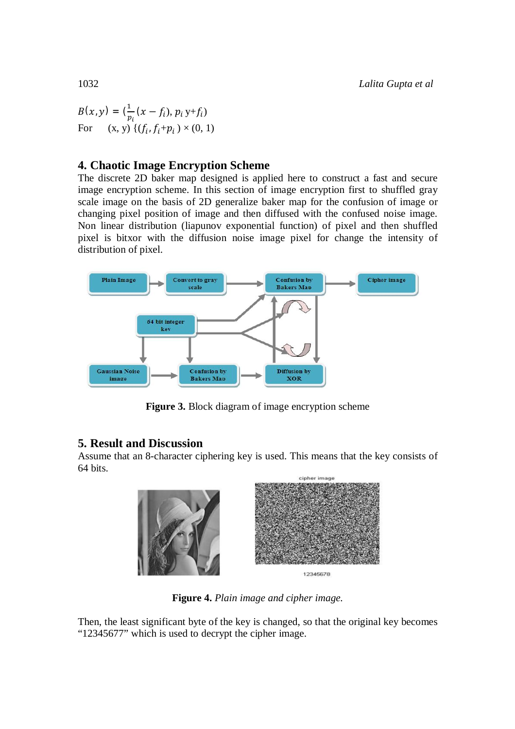$B(x,y) = (\frac{1}{p_i}(x - f_i), p_i\, y + f_i)$

For (x, y) $\{(f_i, f_i + p_i) \times (0, 1)$

## 4. Chaotic Image Encryption Scheme

The discrete 2D baker map designed is applied here to construct a fast and secure image encryption scheme. In this section of image encryption first to shuffled gray scale image on the basis of 2D generalize baker map for the confusion of image or changing pixel position of image and then diffused with the confused noise image. Non linear distribution (liapunov exponential function) of pixel and then shuffled pixel is bitxor with the diffusion noise image pixel for change the intensity of distribution of pixel.

**Figure 3.** Block diagram of image encryption scheme

## 5. Result and Discussion

Assume that an 8-character ciphering key is used. This means that the key consists of 64 bits.

**Figure 4.** *Plain image and cipher image.*

Then, the least significant byte of the key is changed, so that the original key becomes "12345677" which is used to decrypt the cipher image.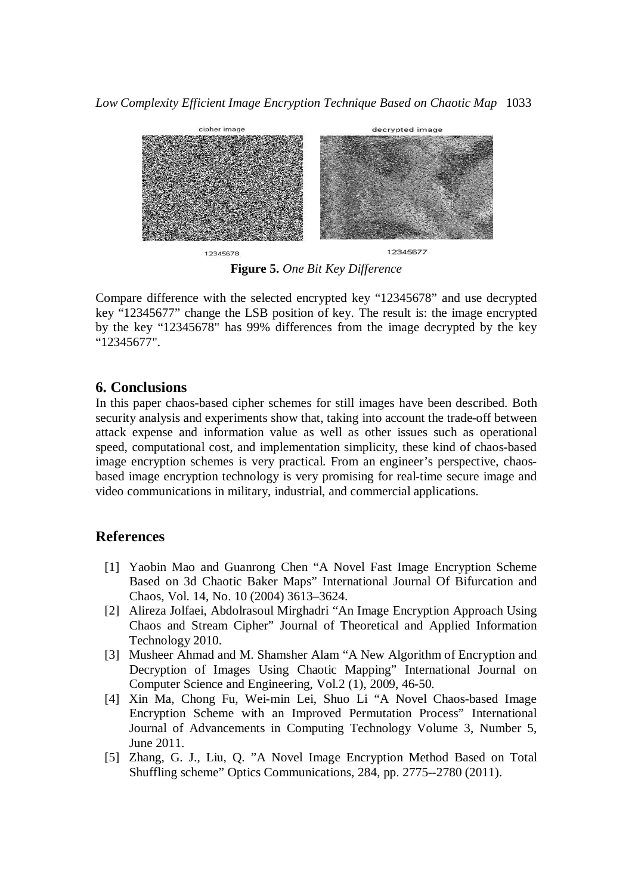**Figure 5.** *One Bit Key Difference*

Compare difference with the selected encrypted key "12345678" and use decrypted key "12345677" change the LSB position of key. The result is: the image encrypted by the key "12345678" has 99% differences from the image decrypted by the key "12345677".

## 6. Conclusions

In this paper chaos-based cipher schemes for still images have been described. Both security analysis and experiments show that, taking into account the trade-off between attack expense and information value as well as other issues such as operational speed, computational cost, and implementation simplicity, these kind of chaos-based image encryption schemes is very practical. From an engineer's perspective, chaos-based image encryption technology is very promising for real-time secure image and video communications in military, industrial, and commercial applications.

## References

[1] Yaobin Mao and Guanrong Chen "A Novel Fast Image Encryption Scheme Based on 3d Chaotic Baker Maps" International Journal Of Bifurcation and Chaos, Vol. 14, No. 10 (2004) 3613–3624.

[2] Alireza Jolfaei, Abdolrasoul Mirghadri "An Image Encryption Approach Using Chaos and Stream Cipher" Journal of Theoretical and Applied Information Technology 2010.

[3] Musheer Ahmad and M. Shamsher Alam "A New Algorithm of Encryption and Decryption of Images Using Chaotic Mapping" International Journal on Computer Science and Engineering, Vol.2 (1), 2009, 46-50.

[4] Xin Ma, Chong Fu, Wei-min Lei, Shuo Li "A Novel Chaos-based Image Encryption Scheme with an Improved Permutation Process" International Journal of Advancements in Computing Technology Volume 3, Number 5, June 2011.

[5] Zhang, G. J., Liu, Q. "A Novel Image Encryption Method Based on Total Shuffling scheme" Optics Communications, 284, pp. 2775--2780 (2011).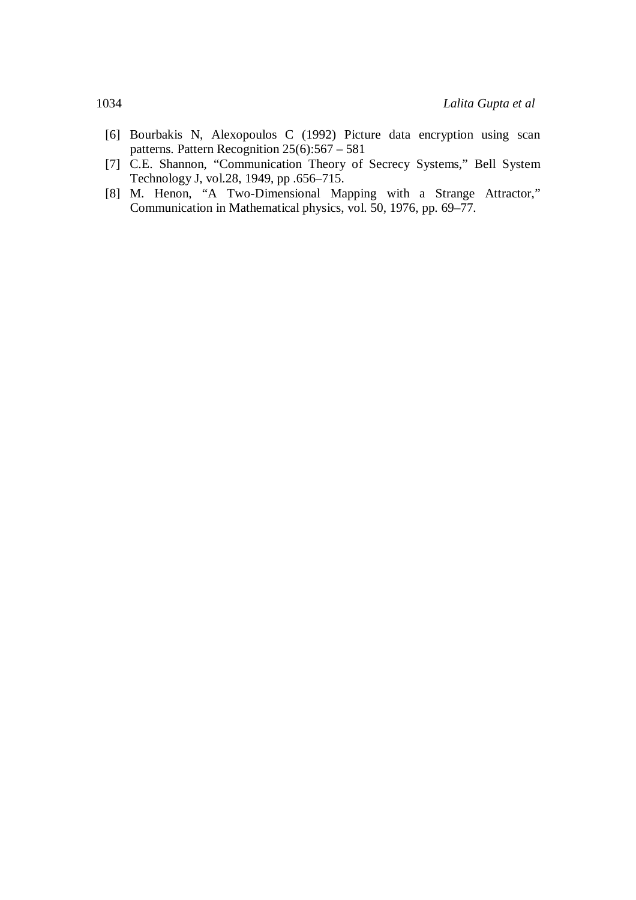[6] Bourbakis N, Alexopoulos C (1992) Picture data encryption using scan patterns. Pattern Recognition 25(6):567 – 581

[7] C.E. Shannon, "Communication Theory of Secrecy Systems," Bell System Technology J, vol.28, 1949, pp .656–715.

[8] M. Henon, "A Two-Dimensional Mapping with a Strange Attractor," Communication in Mathematical physics, vol. 50, 1976, pp. 69–77.